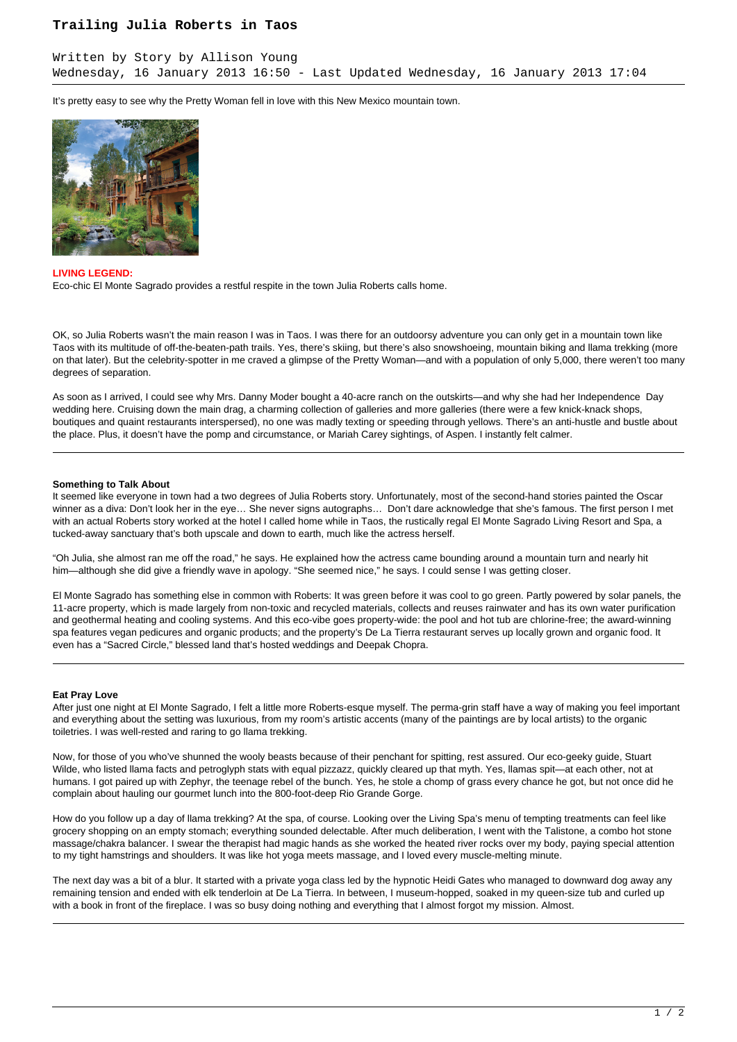# Trailing Julia Roberts in Taos

Written by Story by Allison Young
Wednesday, 16 January 2013 16:50 - Last Updated Wednesday, 16 January 2013 17:04

It's pretty easy to see why the Pretty Woman fell in love with this New Mexico mountain town.

**LIVING LEGEND:**
Eco-chic El Monte Sagrado provides a restful respite in the town Julia Roberts calls home.

OK, so Julia Roberts wasn't the main reason I was in Taos. I was there for an outdoorsy adventure you can only get in a mountain town like Taos with its multitude of off-the-beaten-path trails. Yes, there's skiing, but there's also snowshoeing, mountain biking and llama trekking (more on that later). But the celebrity-spotter in me craved a glimpse of the Pretty Woman—and with a population of only 5,000, there weren't too many degrees of separation.

As soon as I arrived, I could see why Mrs. Danny Moder bought a 40-acre ranch on the outskirts—and why she had her Independence Day wedding here. Cruising down the main drag, a charming collection of galleries and more galleries (there were a few knick-knack shops, boutiques and quaint restaurants interspersed), no one was madly texting or speeding through yellows. There's an anti-hustle and bustle about the place. Plus, it doesn't have the pomp and circumstance, or Mariah Carey sightings, of Aspen. I instantly felt calmer.

---

**Something to Talk About**
It seemed like everyone in town had a two degrees of Julia Roberts story. Unfortunately, most of the second-hand stories painted the Oscar winner as a diva: Don't look her in the eye… She never signs autographs… Don't dare acknowledge that she's famous. The first person I met with an actual Roberts story worked at the hotel I called home while in Taos, the rustically regal El Monte Sagrado Living Resort and Spa, a tucked-away sanctuary that's both upscale and down to earth, much like the actress herself.

"Oh Julia, she almost ran me off the road," he says. He explained how the actress came bounding around a mountain turn and nearly hit him—although she did give a friendly wave in apology. "She seemed nice," he says. I could sense I was getting closer.

El Monte Sagrado has something else in common with Roberts: It was green before it was cool to go green. Partly powered by solar panels, the 11-acre property, which is made largely from non-toxic and recycled materials, collects and reuses rainwater and has its own water purification and geothermal heating and cooling systems. And this eco-vibe goes property-wide: the pool and hot tub are chlorine-free; the award-winning spa features vegan pedicures and organic products; and the property's De La Tierra restaurant serves up locally grown and organic food. It even has a "Sacred Circle," blessed land that's hosted weddings and Deepak Chopra.

---

**Eat Pray Love**
After just one night at El Monte Sagrado, I felt a little more Roberts-esque myself. The perma-grin staff have a way of making you feel important and everything about the setting was luxurious, from my room's artistic accents (many of the paintings are by local artists) to the organic toiletries. I was well-rested and raring to go llama trekking.

Now, for those of you who've shunned the wooly beasts because of their penchant for spitting, rest assured. Our eco-geeky guide, Stuart Wilde, who listed llama facts and petroglyph stats with equal pizzazz, quickly cleared up that myth. Yes, llamas spit—at each other, not at humans. I got paired up with Zephyr, the teenage rebel of the bunch. Yes, he stole a chomp of grass every chance he got, but not once did he complain about hauling our gourmet lunch into the 800-foot-deep Rio Grande Gorge.

How do you follow up a day of llama trekking? At the spa, of course. Looking over the Living Spa's menu of tempting treatments can feel like grocery shopping on an empty stomach; everything sounded delectable. After much deliberation, I went with the Talistone, a combo hot stone massage/chakra balancer. I swear the therapist had magic hands as she worked the heated river rocks over my body, paying special attention to my tight hamstrings and shoulders. It was like hot yoga meets massage, and I loved every muscle-melting minute.

The next day was a bit of a blur. It started with a private yoga class led by the hypnotic Heidi Gates who managed to downward dog away any remaining tension and ended with elk tenderloin at De La Tierra. In between, I museum-hopped, soaked in my queen-size tub and curled up with a book in front of the fireplace. I was so busy doing nothing and everything that I almost forgot my mission. Almost.

---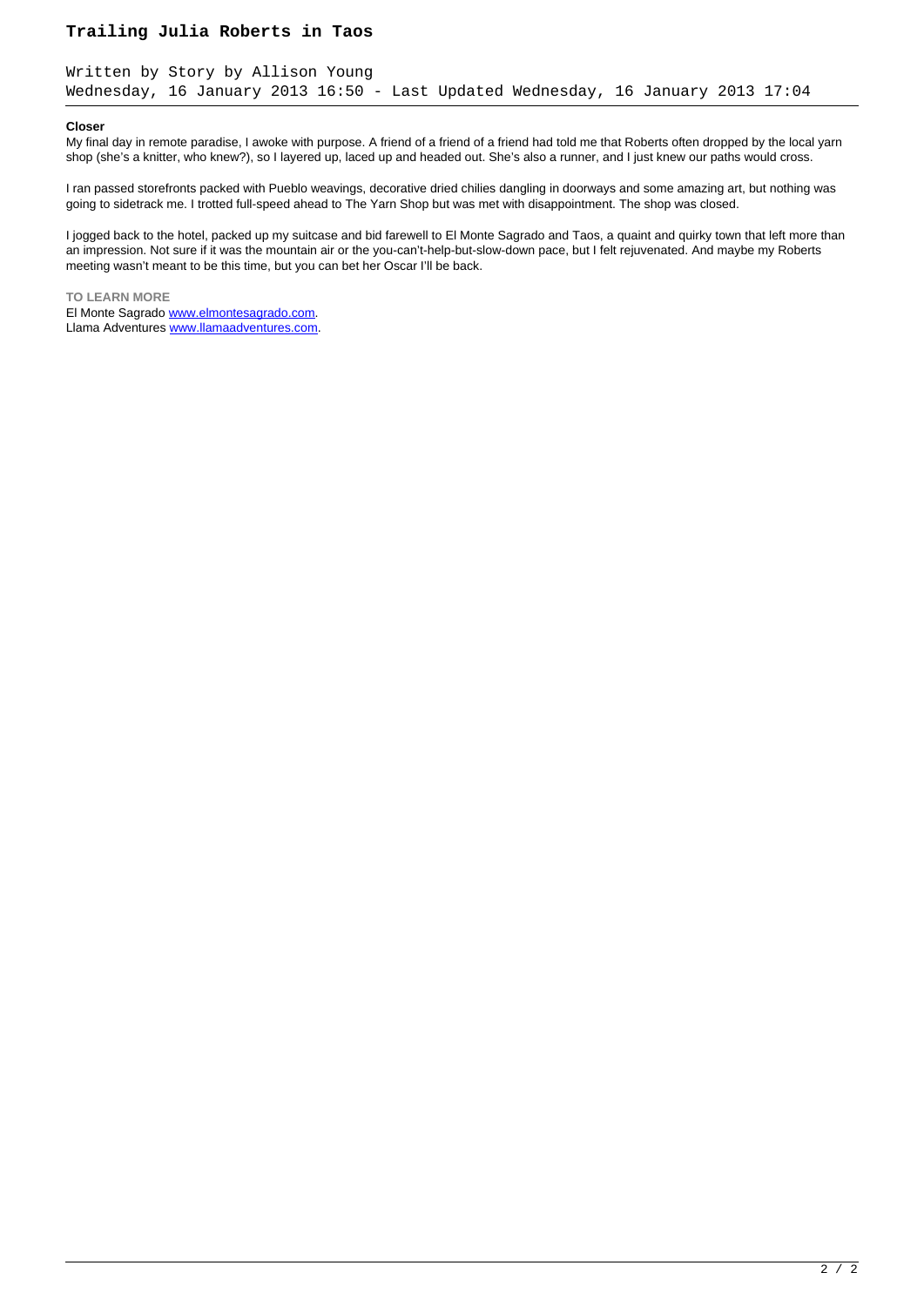**Closer**

My final day in remote paradise, I awoke with purpose. A friend of a friend of a friend had told me that Roberts often dropped by the local yarn shop (she's a knitter, who knew?), so I layered up, laced up and headed out. She's also a runner, and I just knew our paths would cross.

I ran passed storefronts packed with Pueblo weavings, decorative dried chilies dangling in doorways and some amazing art, but nothing was going to sidetrack me. I trotted full-speed ahead to The Yarn Shop but was met with disappointment. The shop was closed.

I jogged back to the hotel, packed up my suitcase and bid farewell to El Monte Sagrado and Taos, a quaint and quirky town that left more than an impression. Not sure if it was the mountain air or the you-can't-help-but-slow-down pace, but I felt rejuvenated. And maybe my Roberts meeting wasn't meant to be this time, but you can bet her Oscar I'll be back.

**TO LEARN MORE**

El Monte Sagrado www.elmontesagrado.com.
Llama Adventures www.llamaadventures.com.